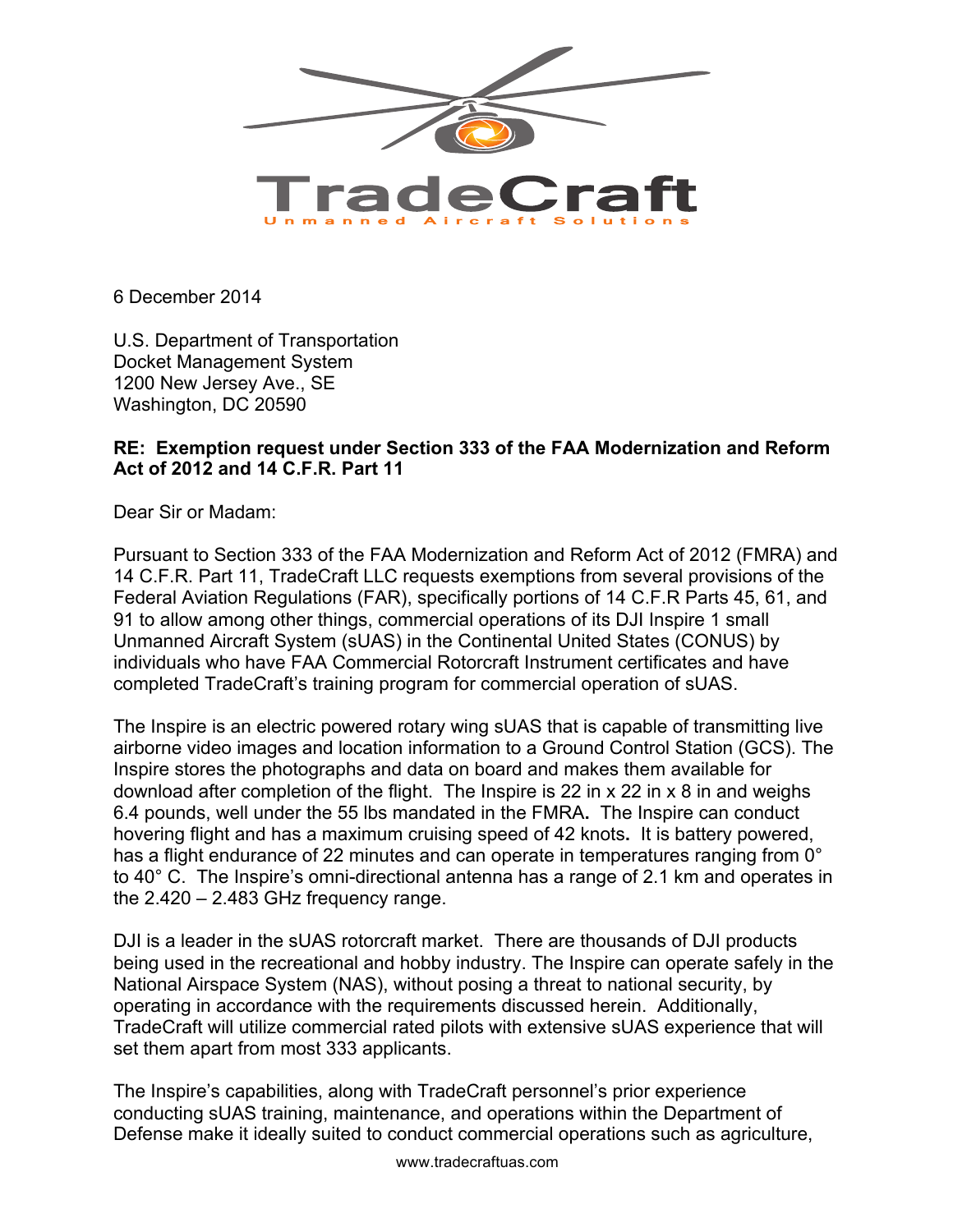TradeCraft

Unmanned Aircraft Solutions

6 December 2014

U.S. Department of Transportation
Docket Management System
1200 New Jersey Ave., SE
Washington, DC 20590

**RE: Exemption request under Section 333 of the FAA Modernization and Reform Act of 2012 and 14 C.F.R. Part 11**

Dear Sir or Madam:

Pursuant to Section 333 of the FAA Modernization and Reform Act of 2012 (FMRA) and 14 C.F.R. Part 11, TradeCraft LLC requests exemptions from several provisions of the Federal Aviation Regulations (FAR), specifically portions of 14 C.F.R Parts 45, 61, and 91 to allow among other things, commercial operations of its DJI Inspire 1 small Unmanned Aircraft System (sUAS) in the Continental United States (CONUS) by individuals who have FAA Commercial Rotorcraft Instrument certificates and have completed TradeCraft's training program for commercial operation of sUAS.

The Inspire is an electric powered rotary wing sUAS that is capable of transmitting live airborne video images and location information to a Ground Control Station (GCS). The Inspire stores the photographs and data on board and makes them available for download after completion of the flight. The Inspire is 22 in x 22 in x 8 in and weighs 6.4 pounds, well under the 55 lbs mandated in the FMRA**.** The Inspire can conduct hovering flight and has a maximum cruising speed of 42 knots**.** It is battery powered, has a flight endurance of 22 minutes and can operate in temperatures ranging from 0° to 40° C. The Inspire's omni-directional antenna has a range of 2.1 km and operates in the 2.420 – 2.483 GHz frequency range.

DJI is a leader in the sUAS rotorcraft market. There are thousands of DJI products being used in the recreational and hobby industry. The Inspire can operate safely in the National Airspace System (NAS), without posing a threat to national security, by operating in accordance with the requirements discussed herein. Additionally, TradeCraft will utilize commercial rated pilots with extensive sUAS experience that will set them apart from most 333 applicants.

The Inspire's capabilities, along with TradeCraft personnel's prior experience conducting sUAS training, maintenance, and operations within the Department of Defense make it ideally suited to conduct commercial operations such as agriculture,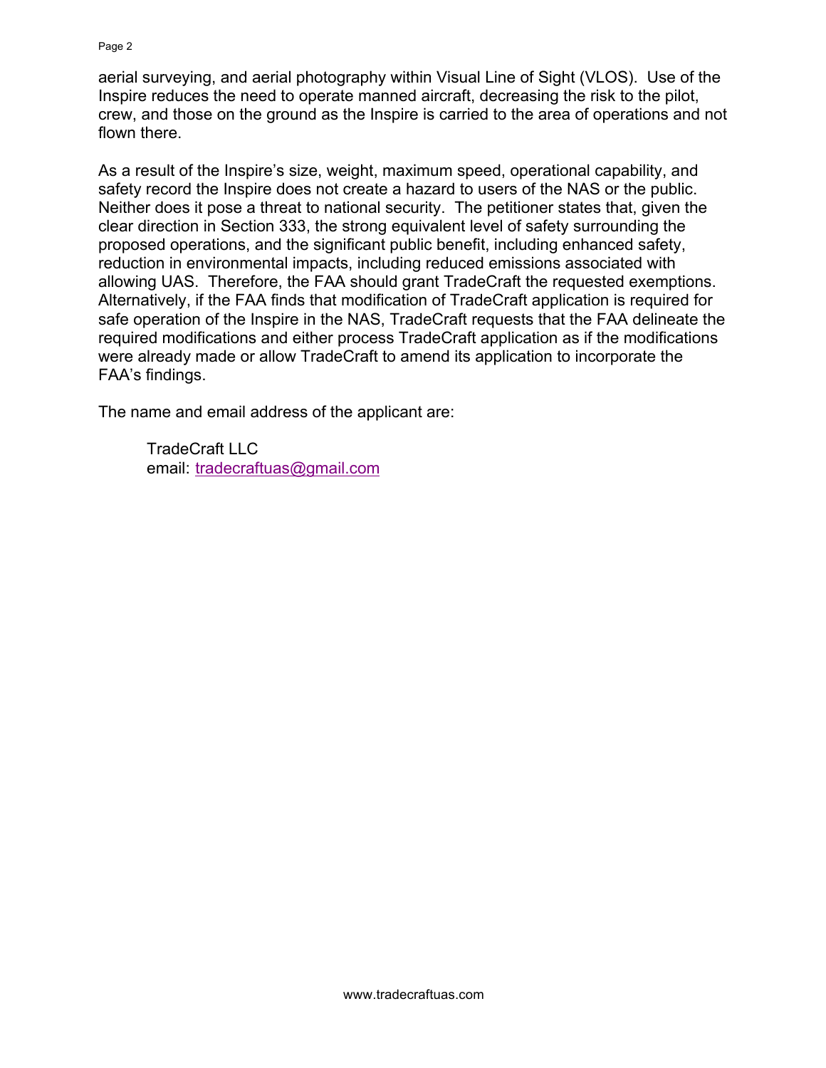aerial surveying, and aerial photography within Visual Line of Sight (VLOS). Use of the Inspire reduces the need to operate manned aircraft, decreasing the risk to the pilot, crew, and those on the ground as the Inspire is carried to the area of operations and not flown there.

As a result of the Inspire's size, weight, maximum speed, operational capability, and safety record the Inspire does not create a hazard to users of the NAS or the public. Neither does it pose a threat to national security. The petitioner states that, given the clear direction in Section 333, the strong equivalent level of safety surrounding the proposed operations, and the significant public benefit, including enhanced safety, reduction in environmental impacts, including reduced emissions associated with allowing UAS. Therefore, the FAA should grant TradeCraft the requested exemptions. Alternatively, if the FAA finds that modification of TradeCraft application is required for safe operation of the Inspire in the NAS, TradeCraft requests that the FAA delineate the required modifications and either process TradeCraft application as if the modifications were already made or allow TradeCraft to amend its application to incorporate the FAA's findings.

The name and email address of the applicant are:

TradeCraft LLC
email: tradecraftuas@gmail.com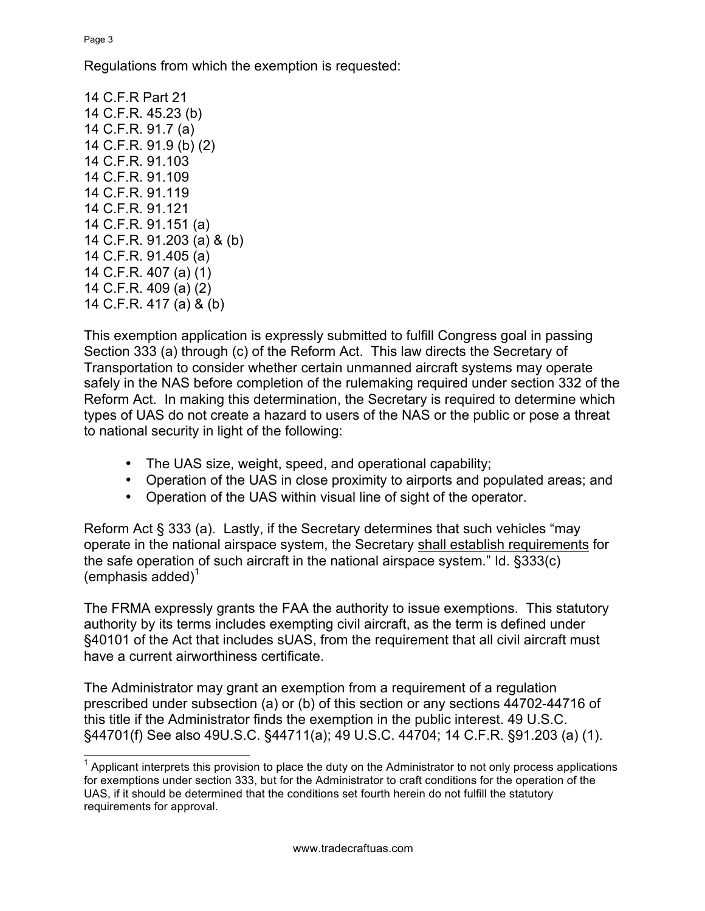Regulations from which the exemption is requested:

14 C.F.R Part 21
14 C.F.R. 45.23 (b)
14 C.F.R. 91.7 (a)
14 C.F.R. 91.9 (b) (2)
14 C.F.R. 91.103
14 C.F.R. 91.109
14 C.F.R. 91.119
14 C.F.R. 91.121
14 C.F.R. 91.151 (a)
14 C.F.R. 91.203 (a) & (b)
14 C.F.R. 91.405 (a)
14 C.F.R. 407 (a) (1)
14 C.F.R. 409 (a) (2)
14 C.F.R. 417 (a) & (b)

This exemption application is expressly submitted to fulfill Congress goal in passing Section 333 (a) through (c) of the Reform Act. This law directs the Secretary of Transportation to consider whether certain unmanned aircraft systems may operate safely in the NAS before completion of the rulemaking required under section 332 of the Reform Act. In making this determination, the Secretary is required to determine which types of UAS do not create a hazard to users of the NAS or the public or pose a threat to national security in light of the following:

- The UAS size, weight, speed, and operational capability;
- Operation of the UAS in close proximity to airports and populated areas; and
- Operation of the UAS within visual line of sight of the operator.

Reform Act § 333 (a). Lastly, if the Secretary determines that such vehicles "may operate in the national airspace system, the Secretary <u>shall establish requirements</u> for the safe operation of such aircraft in the national airspace system." Id. §333(c) (emphasis added)[1]

The FRMA expressly grants the FAA the authority to issue exemptions. This statutory authority by its terms includes exempting civil aircraft, as the term is defined under §40101 of the Act that includes sUAS, from the requirement that all civil aircraft must have a current airworthiness certificate.

The Administrator may grant an exemption from a requirement of a regulation prescribed under subsection (a) or (b) of this section or any sections 44702-44716 of this title if the Administrator finds the exemption in the public interest. 49 U.S.C. §44701(f) See also 49U.S.C. §44711(a); 49 U.S.C. 44704; 14 C.F.R. §91.203 (a) (1).

[1] Applicant interprets this provision to place the duty on the Administrator to not only process applications for exemptions under section 333, but for the Administrator to craft conditions for the operation of the UAS, if it should be determined that the conditions set fourth herein do not fulfill the statutory requirements for approval.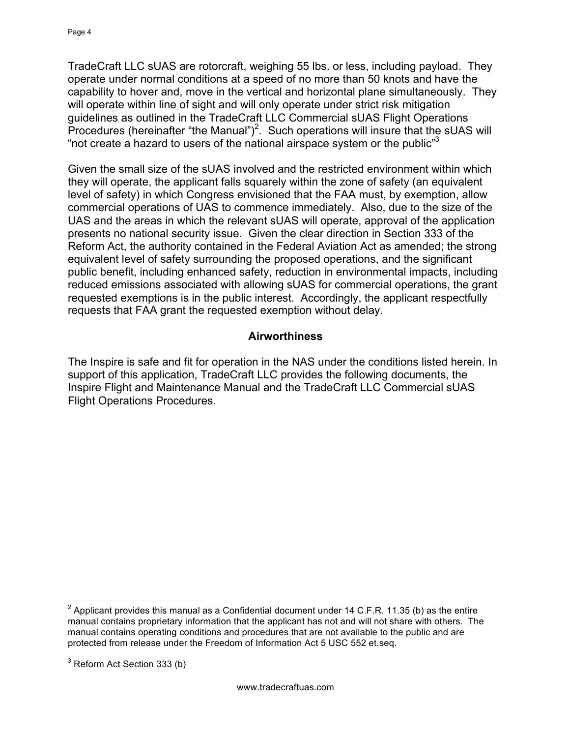TradeCraft LLC sUAS are rotorcraft, weighing 55 lbs. or less, including payload. They operate under normal conditions at a speed of no more than 50 knots and have the capability to hover and, move in the vertical and horizontal plane simultaneously. They will operate within line of sight and will only operate under strict risk mitigation guidelines as outlined in the TradeCraft LLC Commercial sUAS Flight Operations Procedures (hereinafter "the Manual")[2]. Such operations will insure that the sUAS will "not create a hazard to users of the national airspace system or the public"[3]

Given the small size of the sUAS involved and the restricted environment within which they will operate, the applicant falls squarely within the zone of safety (an equivalent level of safety) in which Congress envisioned that the FAA must, by exemption, allow commercial operations of UAS to commence immediately. Also, due to the size of the UAS and the areas in which the relevant sUAS will operate, approval of the application presents no national security issue. Given the clear direction in Section 333 of the Reform Act, the authority contained in the Federal Aviation Act as amended; the strong equivalent level of safety surrounding the proposed operations, and the significant public benefit, including enhanced safety, reduction in environmental impacts, including reduced emissions associated with allowing sUAS for commercial operations, the grant requested exemptions is in the public interest. Accordingly, the applicant respectfully requests that FAA grant the requested exemption without delay.

## Airworthiness

The Inspire is safe and fit for operation in the NAS under the conditions listed herein. In support of this application, TradeCraft LLC provides the following documents, the Inspire Flight and Maintenance Manual and the TradeCraft LLC Commercial sUAS Flight Operations Procedures.

---

[2] Applicant provides this manual as a Confidential document under 14 C.F.R. 11.35 (b) as the entire manual contains proprietary information that the applicant has not and will not share with others. The manual contains operating conditions and procedures that are not available to the public and are protected from release under the Freedom of Information Act 5 USC 552 et.seq.

[3] Reform Act Section 333 (b)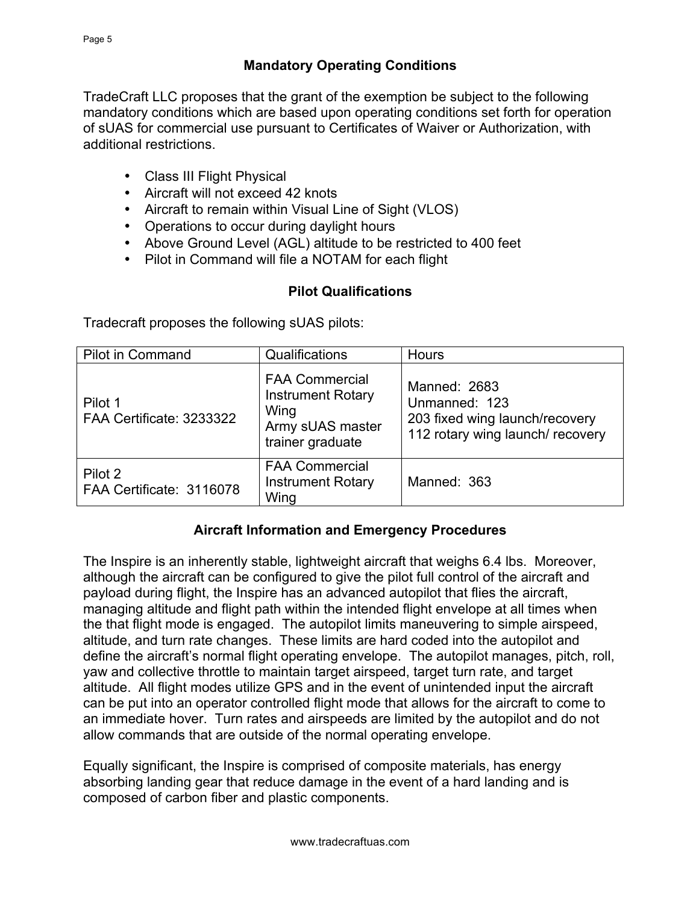## Mandatory Operating Conditions

TradeCraft LLC proposes that the grant of the exemption be subject to the following mandatory conditions which are based upon operating conditions set forth for operation of sUAS for commercial use pursuant to Certificates of Waiver or Authorization, with additional restrictions.

- Class III Flight Physical
- Aircraft will not exceed 42 knots
- Aircraft to remain within Visual Line of Sight (VLOS)
- Operations to occur during daylight hours
- Above Ground Level (AGL) altitude to be restricted to 400 feet
- Pilot in Command will file a NOTAM for each flight

## Pilot Qualifications

Tradecraft proposes the following sUAS pilots:

| Pilot in Command | Qualifications | Hours |
|---|---|---|
| Pilot 1<br>FAA Certificate: 3233322 | FAA Commercial Instrument Rotary Wing<br>Army sUAS master trainer graduate | Manned: 2683<br>Unmanned: 123<br>203 fixed wing launch/recovery<br>112 rotary wing launch/ recovery |
| Pilot 2<br>FAA Certificate: 3116078 | FAA Commercial Instrument Rotary Wing | Manned: 363 |

## Aircraft Information and Emergency Procedures

The Inspire is an inherently stable, lightweight aircraft that weighs 6.4 lbs. Moreover, although the aircraft can be configured to give the pilot full control of the aircraft and payload during flight, the Inspire has an advanced autopilot that flies the aircraft, managing altitude and flight path within the intended flight envelope at all times when the that flight mode is engaged. The autopilot limits maneuvering to simple airspeed, altitude, and turn rate changes. These limits are hard coded into the autopilot and define the aircraft's normal flight operating envelope. The autopilot manages, pitch, roll, yaw and collective throttle to maintain target airspeed, target turn rate, and target altitude. All flight modes utilize GPS and in the event of unintended input the aircraft can be put into an operator controlled flight mode that allows for the aircraft to come to an immediate hover. Turn rates and airspeeds are limited by the autopilot and do not allow commands that are outside of the normal operating envelope.

Equally significant, the Inspire is comprised of composite materials, has energy absorbing landing gear that reduce damage in the event of a hard landing and is composed of carbon fiber and plastic components.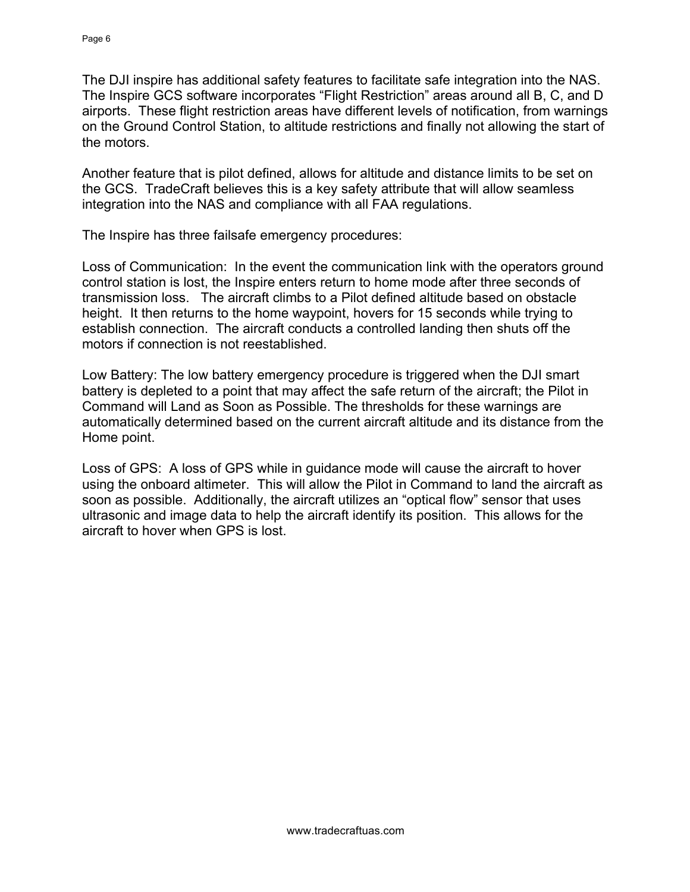The DJI inspire has additional safety features to facilitate safe integration into the NAS. The Inspire GCS software incorporates “Flight Restriction” areas around all B, C, and D airports. These flight restriction areas have different levels of notification, from warnings on the Ground Control Station, to altitude restrictions and finally not allowing the start of the motors.

Another feature that is pilot defined, allows for altitude and distance limits to be set on the GCS. TradeCraft believes this is a key safety attribute that will allow seamless integration into the NAS and compliance with all FAA regulations.

The Inspire has three failsafe emergency procedures:

Loss of Communication: In the event the communication link with the operators ground control station is lost, the Inspire enters return to home mode after three seconds of transmission loss. The aircraft climbs to a Pilot defined altitude based on obstacle height. It then returns to the home waypoint, hovers for 15 seconds while trying to establish connection. The aircraft conducts a controlled landing then shuts off the motors if connection is not reestablished.

Low Battery: The low battery emergency procedure is triggered when the DJI smart battery is depleted to a point that may affect the safe return of the aircraft; the Pilot in Command will Land as Soon as Possible. The thresholds for these warnings are automatically determined based on the current aircraft altitude and its distance from the Home point.

Loss of GPS: A loss of GPS while in guidance mode will cause the aircraft to hover using the onboard altimeter. This will allow the Pilot in Command to land the aircraft as soon as possible. Additionally, the aircraft utilizes an “optical flow” sensor that uses ultrasonic and image data to help the aircraft identify its position. This allows for the aircraft to hover when GPS is lost.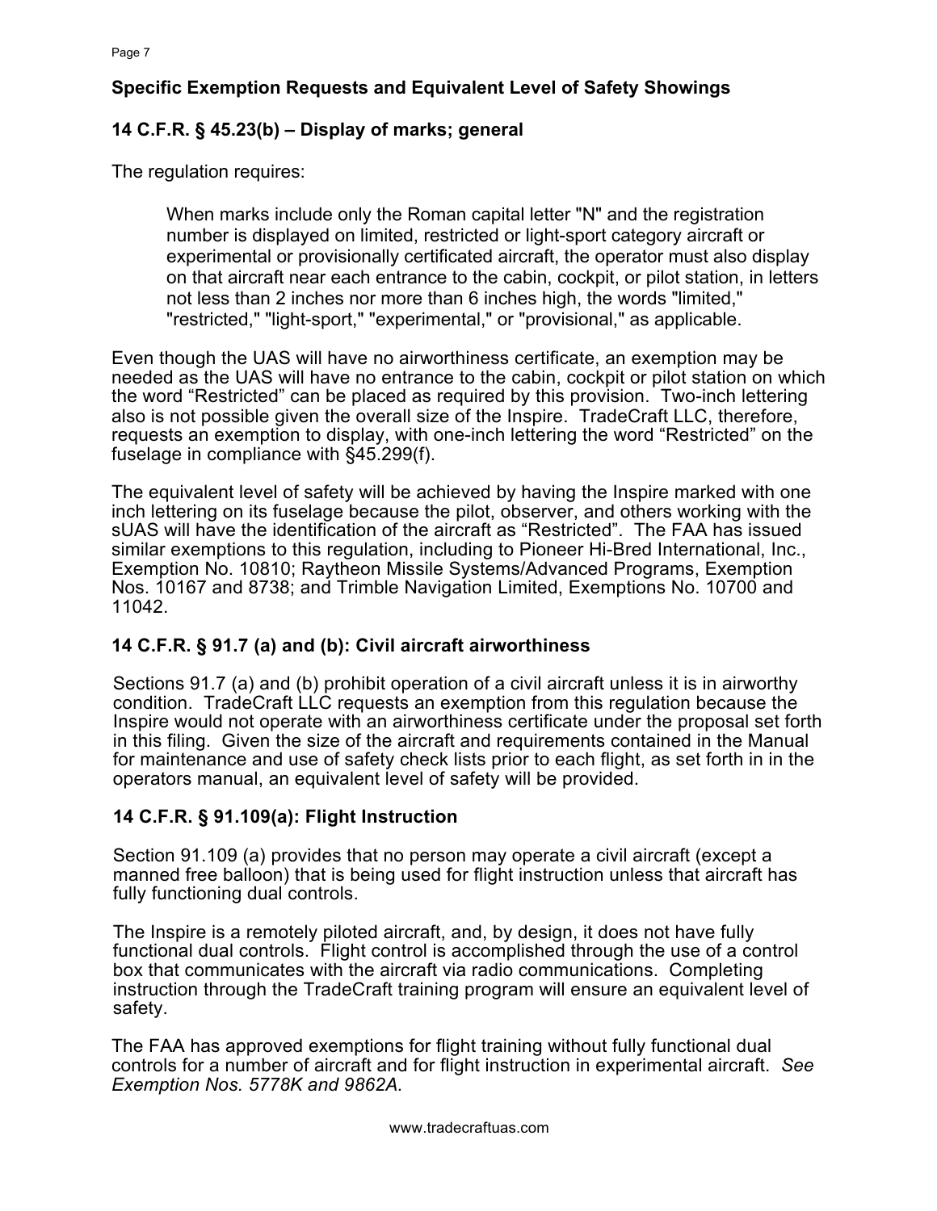## Specific Exemption Requests and Equivalent Level of Safety Showings

### 14 C.F.R. § 45.23(b) – Display of marks; general

The regulation requires:

> When marks include only the Roman capital letter "N" and the registration number is displayed on limited, restricted or light-sport category aircraft or experimental or provisionally certificated aircraft, the operator must also display on that aircraft near each entrance to the cabin, cockpit, or pilot station, in letters not less than 2 inches nor more than 6 inches high, the words "limited," "restricted," "light-sport," "experimental," or "provisional," as applicable.

Even though the UAS will have no airworthiness certificate, an exemption may be needed as the UAS will have no entrance to the cabin, cockpit or pilot station on which the word “Restricted” can be placed as required by this provision. Two-inch lettering also is not possible given the overall size of the Inspire. TradeCraft LLC, therefore, requests an exemption to display, with one-inch lettering the word “Restricted” on the fuselage in compliance with §45.299(f).

The equivalent level of safety will be achieved by having the Inspire marked with one inch lettering on its fuselage because the pilot, observer, and others working with the sUAS will have the identification of the aircraft as “Restricted”. The FAA has issued similar exemptions to this regulation, including to Pioneer Hi-Bred International, Inc., Exemption No. 10810; Raytheon Missile Systems/Advanced Programs, Exemption Nos. 10167 and 8738; and Trimble Navigation Limited, Exemptions No. 10700 and 11042.

### 14 C.F.R. § 91.7 (a) and (b): Civil aircraft airworthiness

Sections 91.7 (a) and (b) prohibit operation of a civil aircraft unless it is in airworthy condition. TradeCraft LLC requests an exemption from this regulation because the Inspire would not operate with an airworthiness certificate under the proposal set forth in this filing. Given the size of the aircraft and requirements contained in the Manual for maintenance and use of safety check lists prior to each flight, as set forth in in the operators manual, an equivalent level of safety will be provided.

### 14 C.F.R. § 91.109(a): Flight Instruction

Section 91.109 (a) provides that no person may operate a civil aircraft (except a manned free balloon) that is being used for flight instruction unless that aircraft has fully functioning dual controls.

The Inspire is a remotely piloted aircraft, and, by design, it does not have fully functional dual controls. Flight control is accomplished through the use of a control box that communicates with the aircraft via radio communications. Completing instruction through the TradeCraft training program will ensure an equivalent level of safety.

The FAA has approved exemptions for flight training without fully functional dual controls for a number of aircraft and for flight instruction in experimental aircraft. *See Exemption Nos. 5778K and 9862A.*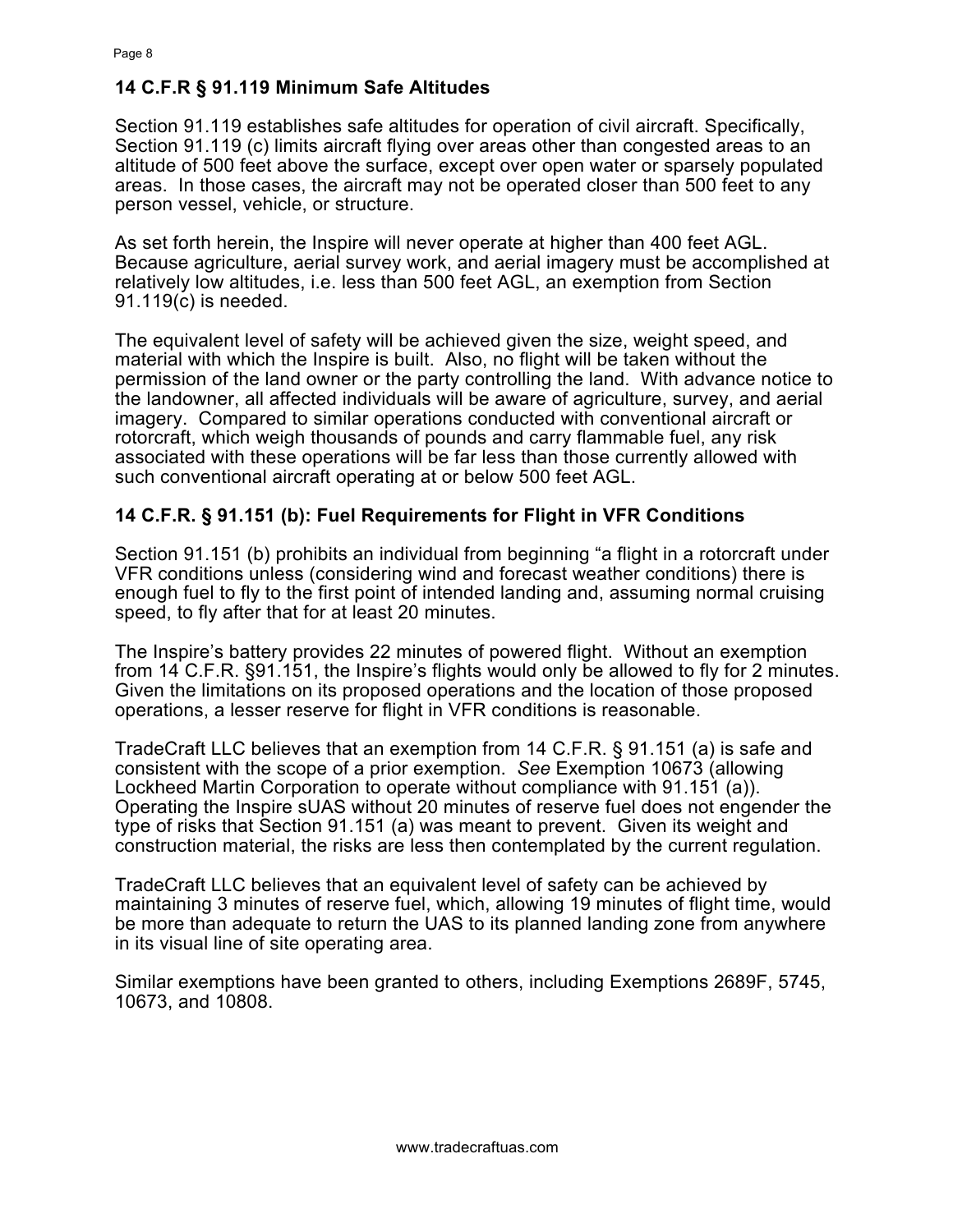## 14 C.F.R § 91.119 Minimum Safe Altitudes

Section 91.119 establishes safe altitudes for operation of civil aircraft. Specifically, Section 91.119 (c) limits aircraft flying over areas other than congested areas to an altitude of 500 feet above the surface, except over open water or sparsely populated areas. In those cases, the aircraft may not be operated closer than 500 feet to any person vessel, vehicle, or structure.

As set forth herein, the Inspire will never operate at higher than 400 feet AGL. Because agriculture, aerial survey work, and aerial imagery must be accomplished at relatively low altitudes, i.e. less than 500 feet AGL, an exemption from Section 91.119(c) is needed.

The equivalent level of safety will be achieved given the size, weight speed, and material with which the Inspire is built. Also, no flight will be taken without the permission of the land owner or the party controlling the land. With advance notice to the landowner, all affected individuals will be aware of agriculture, survey, and aerial imagery. Compared to similar operations conducted with conventional aircraft or rotorcraft, which weigh thousands of pounds and carry flammable fuel, any risk associated with these operations will be far less than those currently allowed with such conventional aircraft operating at or below 500 feet AGL.

## 14 C.F.R. § 91.151 (b): Fuel Requirements for Flight in VFR Conditions

Section 91.151 (b) prohibits an individual from beginning "a flight in a rotorcraft under VFR conditions unless (considering wind and forecast weather conditions) there is enough fuel to fly to the first point of intended landing and, assuming normal cruising speed, to fly after that for at least 20 minutes.

The Inspire's battery provides 22 minutes of powered flight. Without an exemption from 14 C.F.R. §91.151, the Inspire's flights would only be allowed to fly for 2 minutes. Given the limitations on its proposed operations and the location of those proposed operations, a lesser reserve for flight in VFR conditions is reasonable.

TradeCraft LLC believes that an exemption from 14 C.F.R. § 91.151 (a) is safe and consistent with the scope of a prior exemption. *See* Exemption 10673 (allowing Lockheed Martin Corporation to operate without compliance with 91.151 (a)). Operating the Inspire sUAS without 20 minutes of reserve fuel does not engender the type of risks that Section 91.151 (a) was meant to prevent. Given its weight and construction material, the risks are less then contemplated by the current regulation.

TradeCraft LLC believes that an equivalent level of safety can be achieved by maintaining 3 minutes of reserve fuel, which, allowing 19 minutes of flight time, would be more than adequate to return the UAS to its planned landing zone from anywhere in its visual line of site operating area.

Similar exemptions have been granted to others, including Exemptions 2689F, 5745, 10673, and 10808.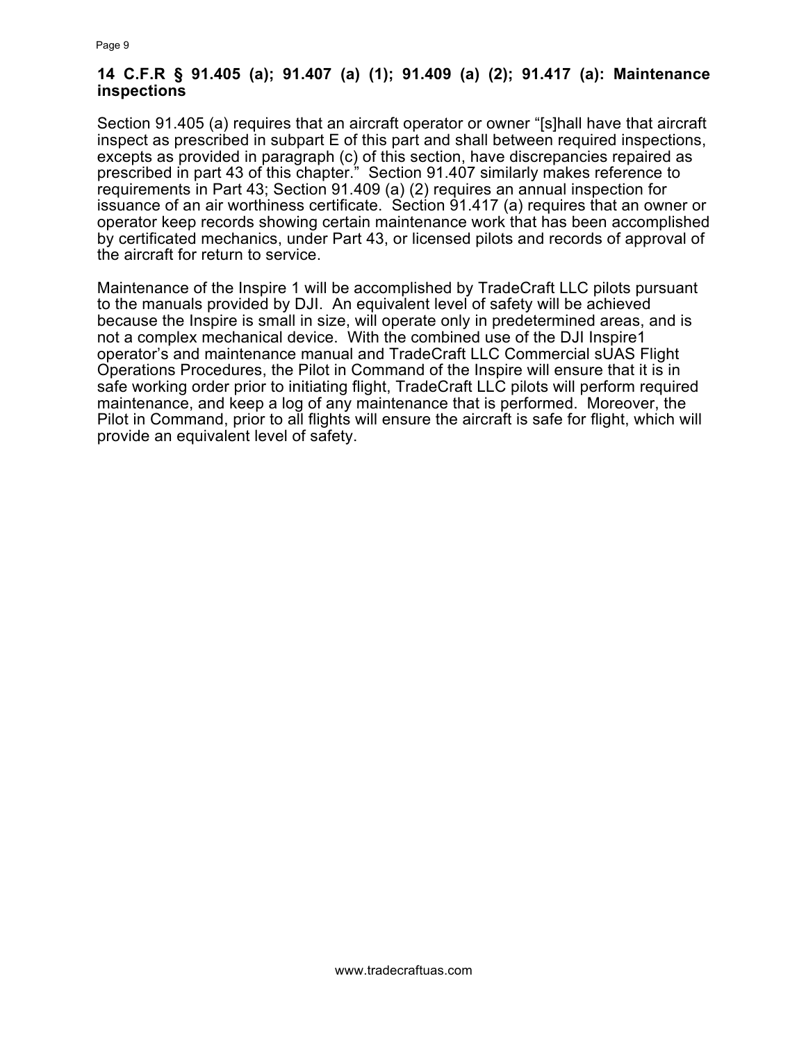**14 C.F.R § 91.405 (a); 91.407 (a) (1); 91.409 (a) (2); 91.417 (a): Maintenance inspections**

Section 91.405 (a) requires that an aircraft operator or owner "[s]hall have that aircraft inspect as prescribed in subpart E of this part and shall between required inspections, excepts as provided in paragraph (c) of this section, have discrepancies repaired as prescribed in part 43 of this chapter." Section 91.407 similarly makes reference to requirements in Part 43; Section 91.409 (a) (2) requires an annual inspection for issuance of an air worthiness certificate. Section 91.417 (a) requires that an owner or operator keep records showing certain maintenance work that has been accomplished by certificated mechanics, under Part 43, or licensed pilots and records of approval of the aircraft for return to service.

Maintenance of the Inspire 1 will be accomplished by TradeCraft LLC pilots pursuant to the manuals provided by DJI. An equivalent level of safety will be achieved because the Inspire is small in size, will operate only in predetermined areas, and is not a complex mechanical device. With the combined use of the DJI Inspire1 operator's and maintenance manual and TradeCraft LLC Commercial sUAS Flight Operations Procedures, the Pilot in Command of the Inspire will ensure that it is in safe working order prior to initiating flight, TradeCraft LLC pilots will perform required maintenance, and keep a log of any maintenance that is performed. Moreover, the Pilot in Command, prior to all flights will ensure the aircraft is safe for flight, which will provide an equivalent level of safety.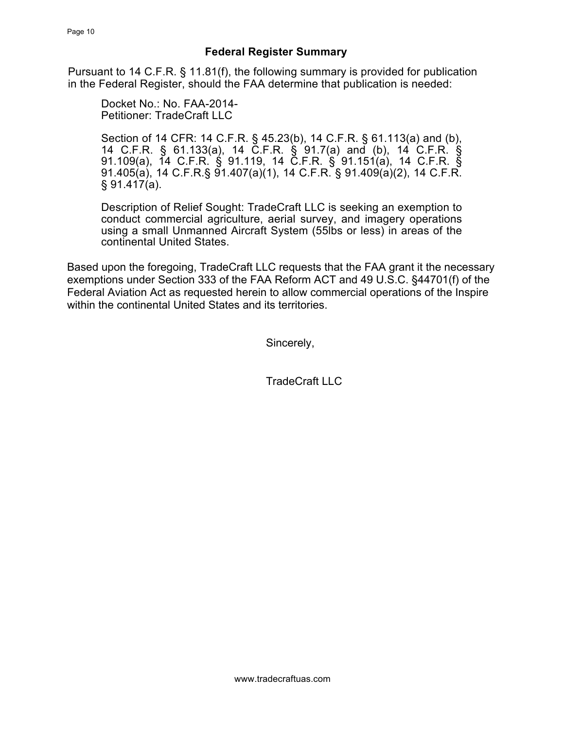## Federal Register Summary

Pursuant to 14 C.F.R. § 11.81(f), the following summary is provided for publication in the Federal Register, should the FAA determine that publication is needed:

> Docket No.: No. FAA-2014-
> Petitioner: TradeCraft LLC
>
> Section of 14 CFR: 14 C.F.R. § 45.23(b), 14 C.F.R. § 61.113(a) and (b), 14 C.F.R. § 61.133(a), 14 C.F.R. § 91.7(a) and (b), 14 C.F.R. § 91.109(a), 14 C.F.R. § 91.119, 14 C.F.R. § 91.151(a), 14 C.F.R. § 91.405(a), 14 C.F.R.§ 91.407(a)(1), 14 C.F.R. § 91.409(a)(2), 14 C.F.R. § 91.417(a).
>
> Description of Relief Sought: TradeCraft LLC is seeking an exemption to conduct commercial agriculture, aerial survey, and imagery operations using a small Unmanned Aircraft System (55lbs or less) in areas of the continental United States.

Based upon the foregoing, TradeCraft LLC requests that the FAA grant it the necessary exemptions under Section 333 of the FAA Reform ACT and 49 U.S.C. §44701(f) of the Federal Aviation Act as requested herein to allow commercial operations of the Inspire within the continental United States and its territories.

Sincerely,

TradeCraft LLC

www.tradecraftuas.com